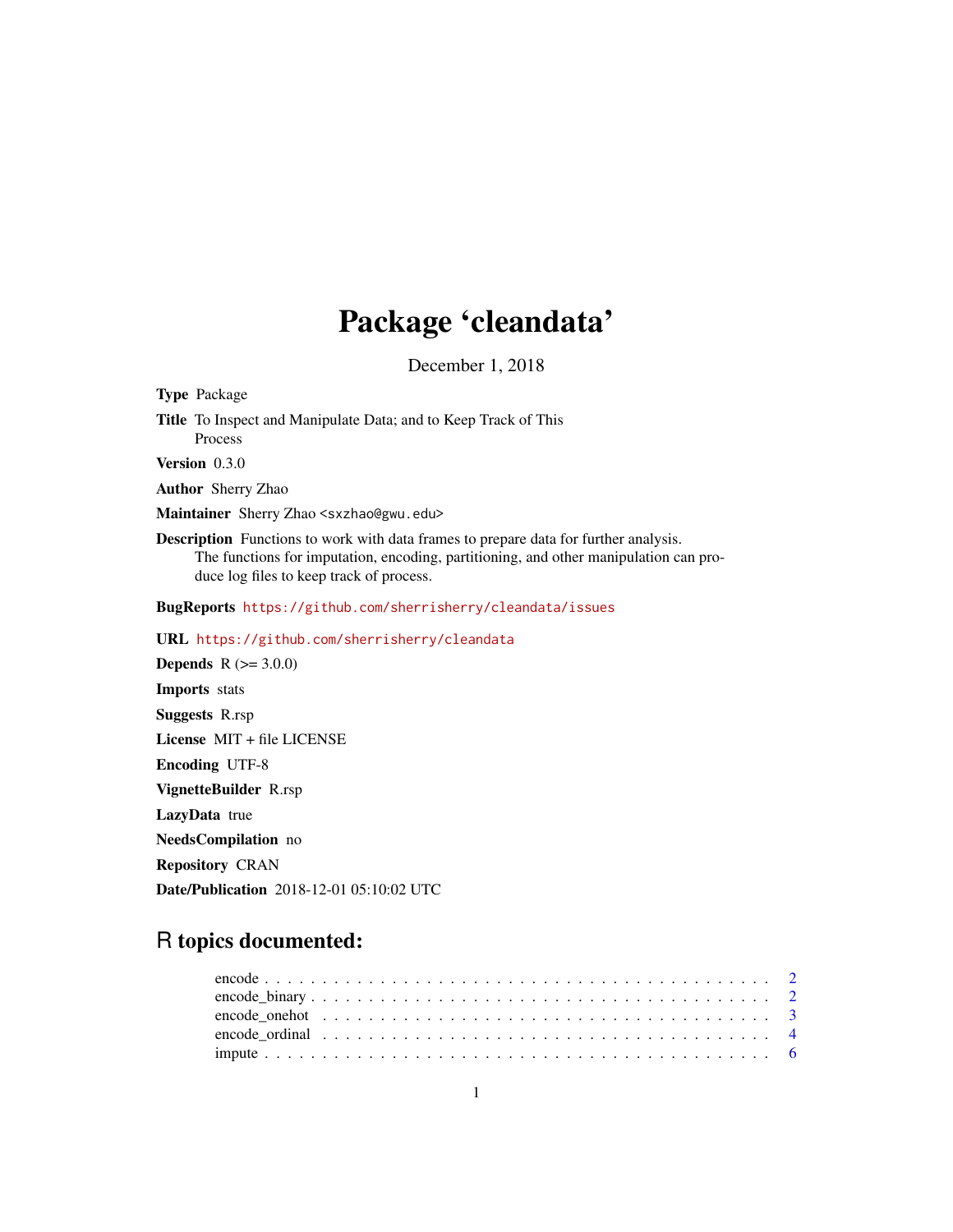# Package 'cleandata'

December 1, 2018

**Type** Package

**Title** To Inspect and Manipulate Data; and to Keep Track of This Process

**Version** 0.3.0

**Author** Sherry Zhao

**Maintainer** Sherry Zhao <sxzhao@gwu.edu>

**Description** Functions to work with data frames to prepare data for further analysis. The functions for imputation, encoding, partitioning, and other manipulation can produce log files to keep track of process.

**BugReports** https://github.com/sherrisherry/cleandata/issues

**URL** https://github.com/sherrisherry/cleandata

**Depends** R (>= 3.0.0)

**Imports** stats

**Suggests** R.rsp

**License** MIT + file LICENSE

**Encoding** UTF-8

**VignetteBuilder** R.rsp

**LazyData** true

**NeedsCompilation** no

**Repository** CRAN

**Date/Publication** 2018-12-01 05:10:02 UTC

## R topics documented:

- encode . . . . . . . . . . . . . . . . . . . . . . . . . . . . . . . . . . . . . . . . . . . 2
- encode_binary . . . . . . . . . . . . . . . . . . . . . . . . . . . . . . . . . . . . . . . 2
- encode_onehot . . . . . . . . . . . . . . . . . . . . . . . . . . . . . . . . . . . . . . . 3
- encode_ordinal . . . . . . . . . . . . . . . . . . . . . . . . . . . . . . . . . . . . . . . 4
- impute . . . . . . . . . . . . . . . . . . . . . . . . . . . . . . . . . . . . . . . . . . . 6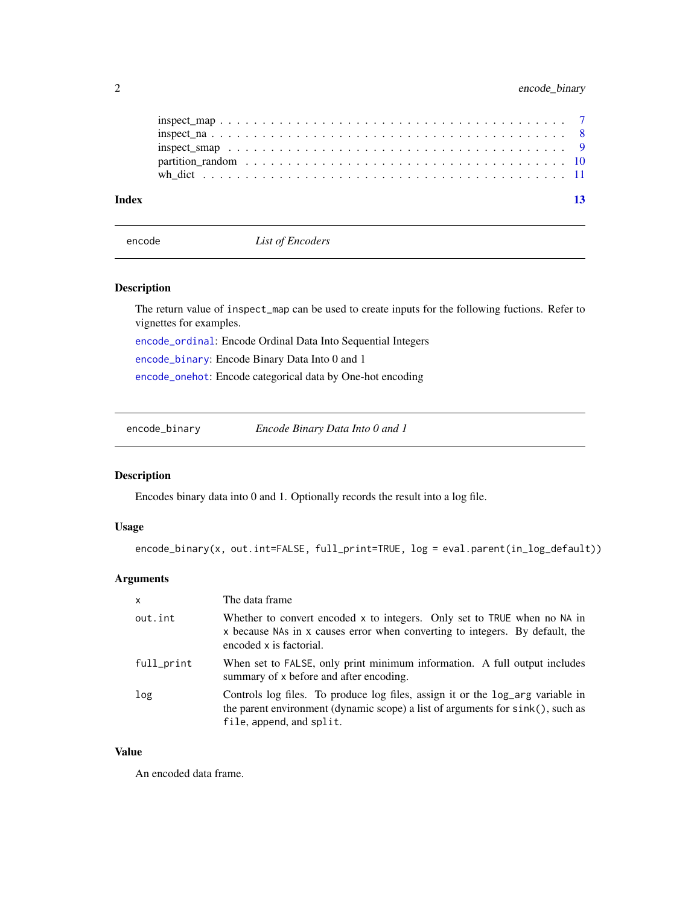inspect_map . . . . . . . . . . . . . . . . . . . . . . . . . . . . . . . . . . . . . . 7
inspect_na . . . . . . . . . . . . . . . . . . . . . . . . . . . . . . . . . . . . . . . 8
inspect_smap . . . . . . . . . . . . . . . . . . . . . . . . . . . . . . . . . . . . . 9
partition_random . . . . . . . . . . . . . . . . . . . . . . . . . . . . . . . . . . . 10
wh_dict . . . . . . . . . . . . . . . . . . . . . . . . . . . . . . . . . . . . . . . . 11

**Index** 13

---

`encode` *List of Encoders*

---

### Description

The return value of `inspect_map` can be used to create inputs for the following fuctions. Refer to vignettes for examples.

`encode_ordinal`: Encode Ordinal Data Into Sequential Integers

`encode_binary`: Encode Binary Data Into 0 and 1

`encode_onehot`: Encode categorical data by One-hot encoding

---

`encode_binary` *Encode Binary Data Into 0 and 1*

---

### Description

Encodes binary data into 0 and 1. Optionally records the result into a log file.

### Usage

```
encode_binary(x, out.int=FALSE, full_print=TRUE, log = eval.parent(in_log_default))
```

### Arguments

| | |
|---|---|
| `x` | The data frame |
| `out.int` | Whether to convert encoded `x` to integers. Only set to `TRUE` when no `NA` in `x` because `NA`s in `x` causes error when converting to integers. By default, the encoded `x` is factorial. |
| `full_print` | When set to `FALSE`, only print minimum information. A full output includes summary of `x` before and after encoding. |
| `log` | Controls log files. To produce log files, assign it or the `log_arg` variable in the parent environment (dynamic scope) a list of arguments for `sink()`, such as `file`, `append`, and `split`. |

### Value

An encoded data frame.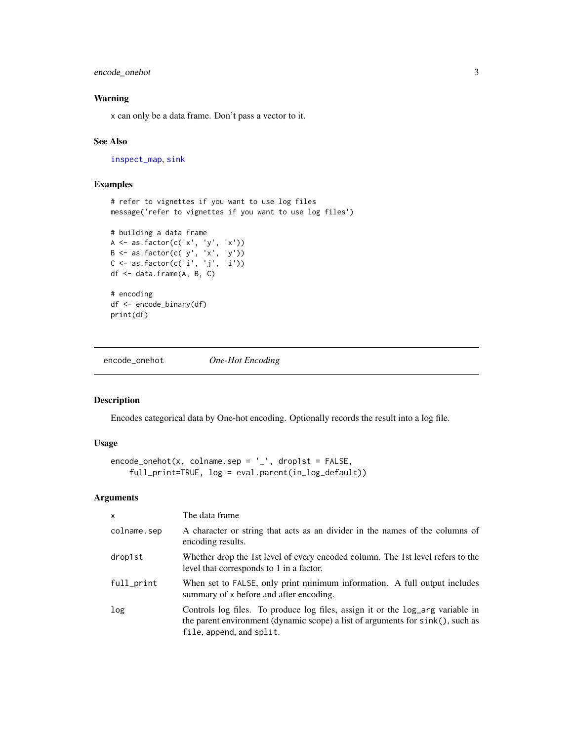### Warning

x can only be a data frame. Don't pass a vector to it.

### See Also

inspect_map, sink

### Examples

```
# refer to vignettes if you want to use log files
message('refer to vignettes if you want to use log files')

# building a data frame
A <- as.factor(c('x', 'y', 'x'))
B <- as.factor(c('y', 'x', 'y'))
C <- as.factor(c('i', 'j', 'i'))
df <- data.frame(A, B, C)

# encoding
df <- encode_binary(df)
print(df)
```

---

## encode_onehot *One-Hot Encoding*

### Description

Encodes categorical data by One-hot encoding. Optionally records the result into a log file.

### Usage

```
encode_onehot(x, colname.sep = '_', drop1st = FALSE,
    full_print=TRUE, log = eval.parent(in_log_default))
```

### Arguments

| | |
|---|---|
| x | The data frame |
| colname.sep | A character or string that acts as an divider in the names of the columns of encoding results. |
| drop1st | Whether drop the 1st level of every encoded column. The 1st level refers to the level that corresponds to 1 in a factor. |
| full_print | When set to FALSE, only print minimum information. A full output includes summary of x before and after encoding. |
| log | Controls log files. To produce log files, assign it or the log_arg variable in the parent environment (dynamic scope) a list of arguments for sink(), such as file, append, and split. |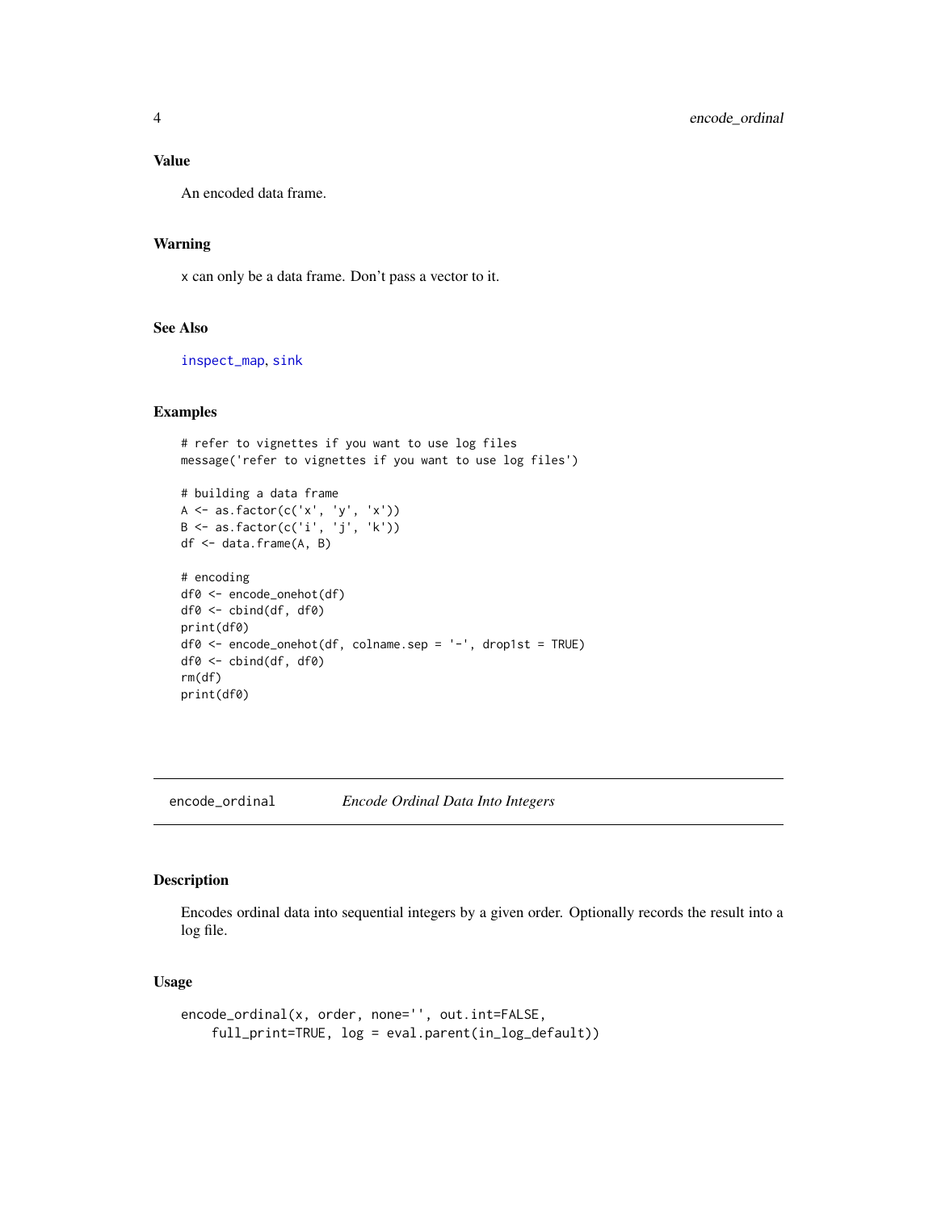### Value

An encoded data frame.

### Warning

x can only be a data frame. Don't pass a vector to it.

### See Also

inspect_map, sink

### Examples

```
# refer to vignettes if you want to use log files
message('refer to vignettes if you want to use log files')

# building a data frame
A <- as.factor(c('x', 'y', 'x'))
B <- as.factor(c('i', 'j', 'k'))
df <- data.frame(A, B)

# encoding
df0 <- encode_onehot(df)
df0 <- cbind(df, df0)
print(df0)
df0 <- encode_onehot(df, colname.sep = '-', drop1st = TRUE)
df0 <- cbind(df, df0)
rm(df)
print(df0)
```

---

## encode_ordinal *Encode Ordinal Data Into Integers*

### Description

Encodes ordinal data into sequential integers by a given order. Optionally records the result into a log file.

### Usage

```
encode_ordinal(x, order, none='', out.int=FALSE,
    full_print=TRUE, log = eval.parent(in_log_default))
```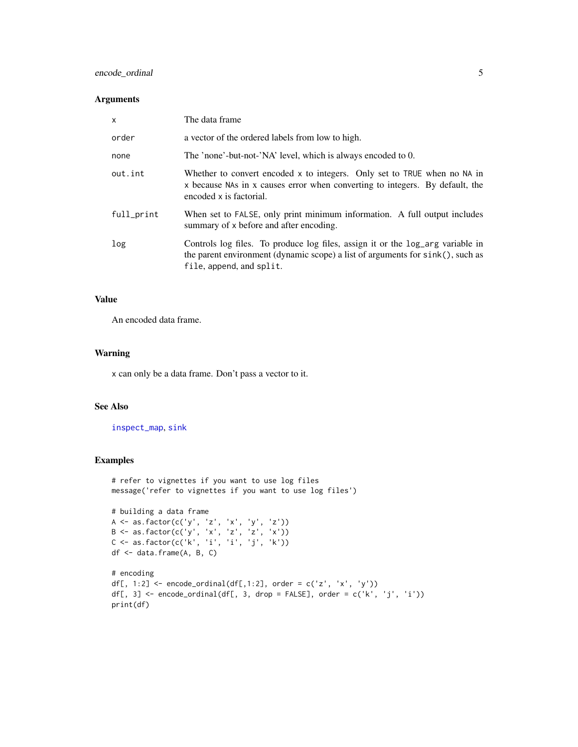### Arguments

| | |
|---|---|
| `x` | The data frame |
| `order` | a vector of the ordered labels from low to high. |
| `none` | The 'none'-but-not-'NA' level, which is always encoded to 0. |
| `out.int` | Whether to convert encoded x to integers. Only set to `TRUE` when no `NA` in x because `NA`s in x causes error when converting to integers. By default, the encoded x is factorial. |
| `full_print` | When set to `FALSE`, only print minimum information. A full output includes summary of x before and after encoding. |
| `log` | Controls log files. To produce log files, assign it or the `log_arg` variable in the parent environment (dynamic scope) a list of arguments for `sink()`, such as `file`, `append`, and `split`. |

### Value

An encoded data frame.

### Warning

x can only be a data frame. Don't pass a vector to it.

### See Also

`inspect_map`, `sink`

### Examples

```
# refer to vignettes if you want to use log files
message('refer to vignettes if you want to use log files')

# building a data frame
A <- as.factor(c('y', 'z', 'x', 'y', 'z'))
B <- as.factor(c('y', 'x', 'z', 'z', 'x'))
C <- as.factor(c('k', 'i', 'i', 'j', 'k'))
df <- data.frame(A, B, C)

# encoding
df[, 1:2] <- encode_ordinal(df[,1:2], order = c('z', 'x', 'y'))
df[, 3] <- encode_ordinal(df[, 3, drop = FALSE], order = c('k', 'j', 'i'))
print(df)
```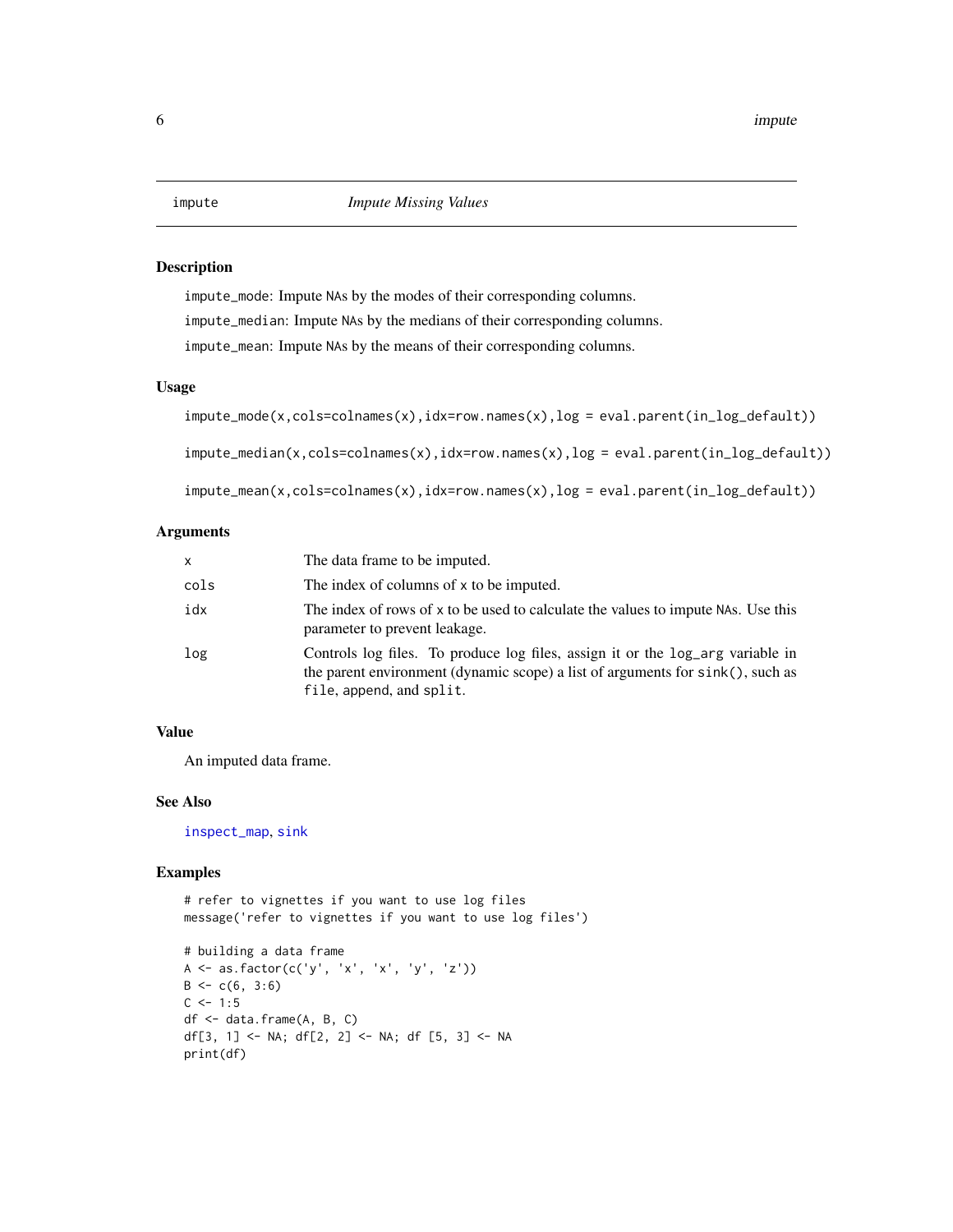`impute` *Impute Missing Values*

## Description

`impute_mode`: Impute NAs by the modes of their corresponding columns.

`impute_median`: Impute NAs by the medians of their corresponding columns.

`impute_mean`: Impute NAs by the means of their corresponding columns.

## Usage

```
impute_mode(x,cols=colnames(x),idx=row.names(x),log = eval.parent(in_log_default))

impute_median(x,cols=colnames(x),idx=row.names(x),log = eval.parent(in_log_default))

impute_mean(x,cols=colnames(x),idx=row.names(x),log = eval.parent(in_log_default))
```

## Arguments

| | |
|---|---|
| `x` | The data frame to be imputed. |
| `cols` | The index of columns of `x` to be imputed. |
| `idx` | The index of rows of `x` to be used to calculate the values to impute NAs. Use this parameter to prevent leakage. |
| `log` | Controls log files. To produce log files, assign it or the `log_arg` variable in the parent environment (dynamic scope) a list of arguments for `sink()`, such as `file`, `append`, and `split`. |

## Value

An imputed data frame.

## See Also

`inspect_map`, `sink`

## Examples

```
# refer to vignettes if you want to use log files
message('refer to vignettes if you want to use log files')

# building a data frame
A <- as.factor(c('y', 'x', 'x', 'y', 'z'))
B <- c(6, 3:6)
C <- 1:5
df <- data.frame(A, B, C)
df[3, 1] <- NA; df[2, 2] <- NA; df [5, 3] <- NA
print(df)
```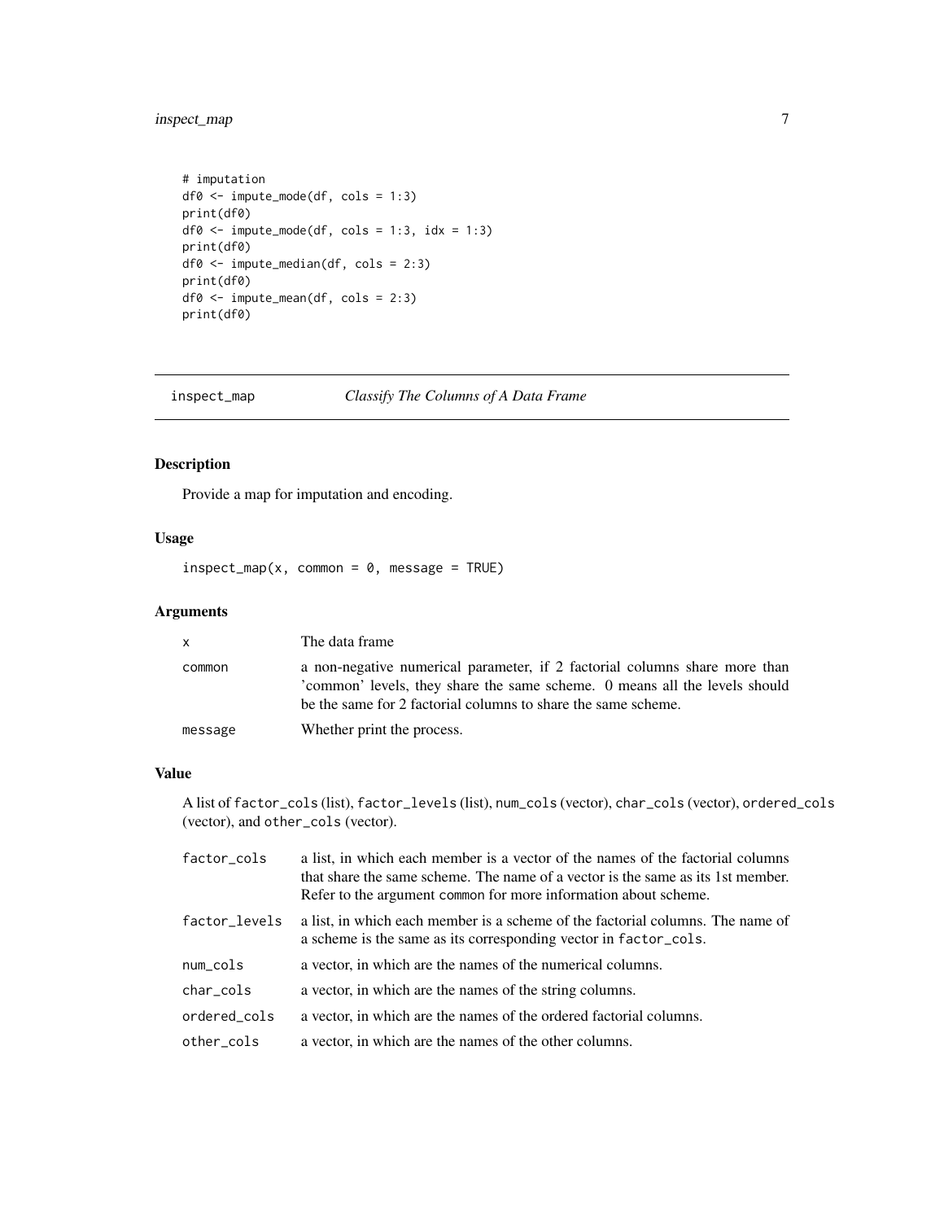```
# imputation
df0 <- impute_mode(df, cols = 1:3)
print(df0)
df0 <- impute_mode(df, cols = 1:3, idx = 1:3)
print(df0)
df0 <- impute_median(df, cols = 2:3)
print(df0)
df0 <- impute_mean(df, cols = 2:3)
print(df0)
```

---

## inspect_map — *Classify The Columns of A Data Frame*

---

### Description

Provide a map for imputation and encoding.

### Usage

```
inspect_map(x, common = 0, message = TRUE)
```

### Arguments

| | |
|---|---|
| `x` | The data frame |
| `common` | a non-negative numerical parameter, if 2 factorial columns share more than 'common' levels, they share the same scheme. 0 means all the levels should be the same for 2 factorial columns to share the same scheme. |
| `message` | Whether print the process. |

### Value

A list of `factor_cols` (list), `factor_levels` (list), `num_cols` (vector), `char_cols` (vector), `ordered_cols` (vector), and `other_cols` (vector).

| | |
|---|---|
| `factor_cols` | a list, in which each member is a vector of the names of the factorial columns that share the same scheme. The name of a vector is the same as its 1st member. Refer to the argument `common` for more information about scheme. |
| `factor_levels` | a list, in which each member is a scheme of the factorial columns. The name of a scheme is the same as its corresponding vector in `factor_cols`. |
| `num_cols` | a vector, in which are the names of the numerical columns. |
| `char_cols` | a vector, in which are the names of the string columns. |
| `ordered_cols` | a vector, in which are the names of the ordered factorial columns. |
| `other_cols` | a vector, in which are the names of the other columns. |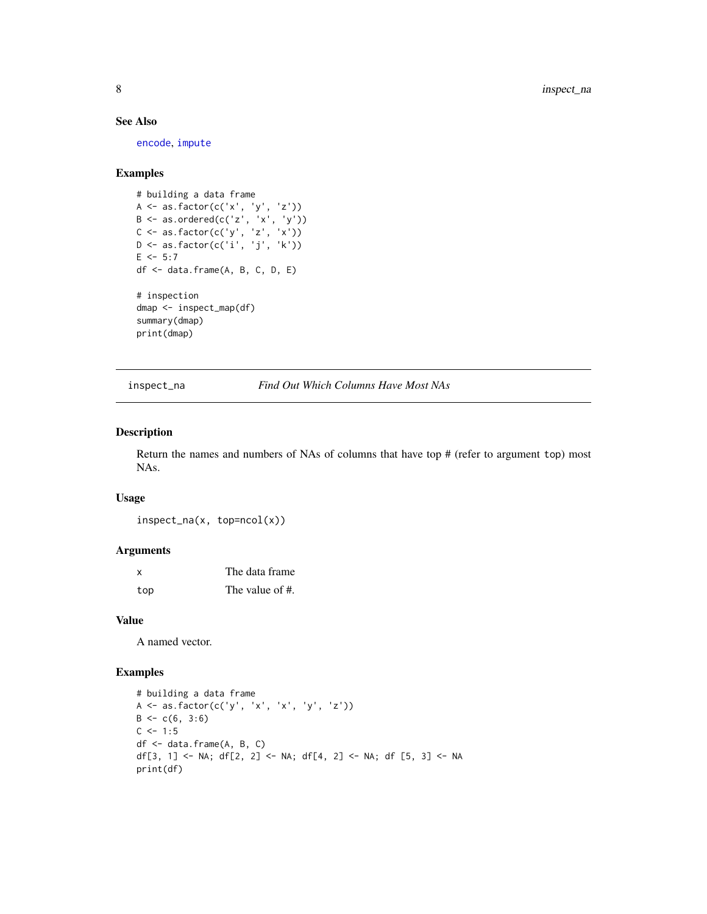### See Also

encode, impute

### Examples

```
# building a data frame
A <- as.factor(c('x', 'y', 'z'))
B <- as.ordered(c('z', 'x', 'y'))
C <- as.factor(c('y', 'z', 'x'))
D <- as.factor(c('i', 'j', 'k'))
E <- 5:7
df <- data.frame(A, B, C, D, E)

# inspection
dmap <- inspect_map(df)
summary(dmap)
print(dmap)
```

---

## inspect_na    *Find Out Which Columns Have Most NAs*

### Description

Return the names and numbers of NAs of columns that have top # (refer to argument top) most NAs.

### Usage

```
inspect_na(x, top=ncol(x))
```

### Arguments

| | |
|---|---|
| x | The data frame |
| top | The value of #. |

### Value

A named vector.

### Examples

```
# building a data frame
A <- as.factor(c('y', 'x', 'x', 'y', 'z'))
B <- c(6, 3:6)
C <- 1:5
df <- data.frame(A, B, C)
df[3, 1] <- NA; df[2, 2] <- NA; df[4, 2] <- NA; df [5, 3] <- NA
print(df)
```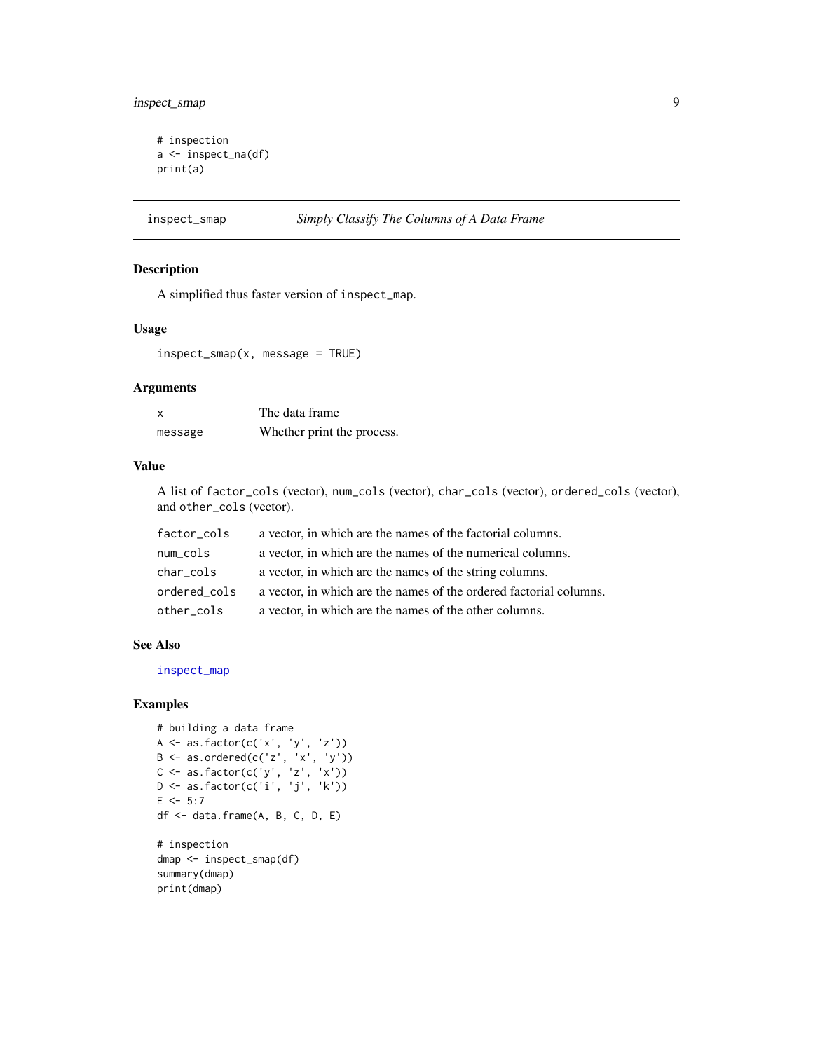```
# inspection
a <- inspect_na(df)
print(a)
```

## inspect_smap — *Simply Classify The Columns of A Data Frame*

### Description

A simplified thus faster version of inspect_map.

### Usage

```
inspect_smap(x, message = TRUE)
```

### Arguments

| | |
|---|---|
| x | The data frame |
| message | Whether print the process. |

### Value

A list of factor_cols (vector), num_cols (vector), char_cols (vector), ordered_cols (vector), and other_cols (vector).

| | |
|---|---|
| factor_cols | a vector, in which are the names of the factorial columns. |
| num_cols | a vector, in which are the names of the numerical columns. |
| char_cols | a vector, in which are the names of the string columns. |
| ordered_cols | a vector, in which are the names of the ordered factorial columns. |
| other_cols | a vector, in which are the names of the other columns. |

### See Also

inspect_map

### Examples

```
# building a data frame
A <- as.factor(c('x', 'y', 'z'))
B <- as.ordered(c('z', 'x', 'y'))
C <- as.factor(c('y', 'z', 'x'))
D <- as.factor(c('i', 'j', 'k'))
E <- 5:7
df <- data.frame(A, B, C, D, E)

# inspection
dmap <- inspect_smap(df)
summary(dmap)
print(dmap)
```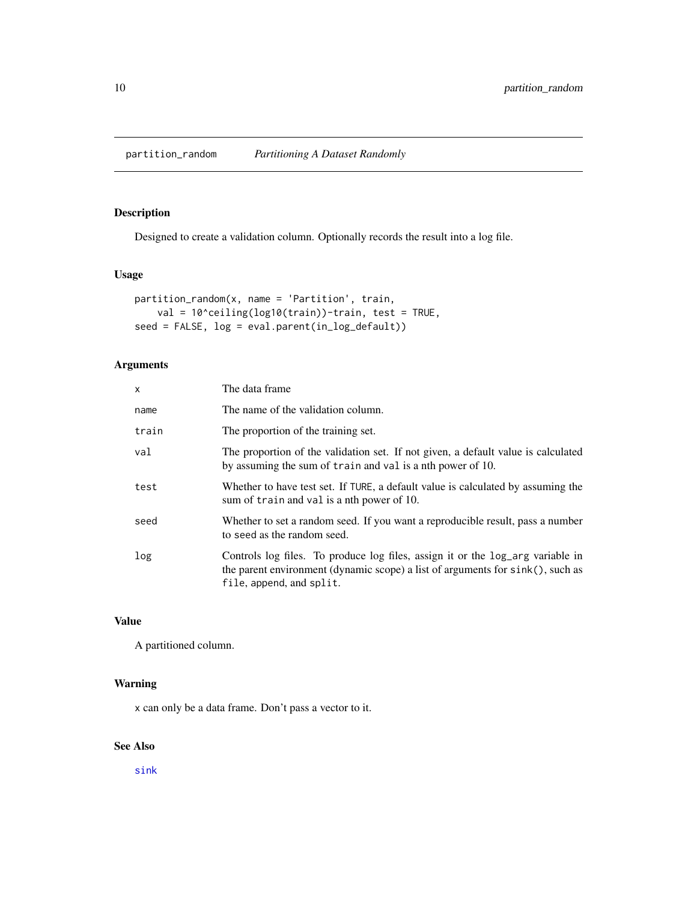# partition_random — *Partitioning A Dataset Randomly*

## Description

Designed to create a validation column. Optionally records the result into a log file.

## Usage

```
partition_random(x, name = 'Partition', train,
    val = 10^ceiling(log10(train))-train, test = TRUE,
seed = FALSE, log = eval.parent(in_log_default))
```

## Arguments

| | |
|---|---|
| `x` | The data frame |
| `name` | The name of the validation column. |
| `train` | The proportion of the training set. |
| `val` | The proportion of the validation set. If not given, a default value is calculated by assuming the sum of `train` and `val` is a nth power of 10. |
| `test` | Whether to have test set. If `TURE`, a default value is calculated by assuming the sum of `train` and `val` is a nth power of 10. |
| `seed` | Whether to set a random seed. If you want a reproducible result, pass a number to `seed` as the random seed. |
| `log` | Controls log files. To produce log files, assign it or the `log_arg` variable in the parent environment (dynamic scope) a list of arguments for `sink()`, such as `file`, `append`, and `split`. |

## Value

A partitioned column.

## Warning

`x` can only be a data frame. Don't pass a vector to it.

## See Also

`sink`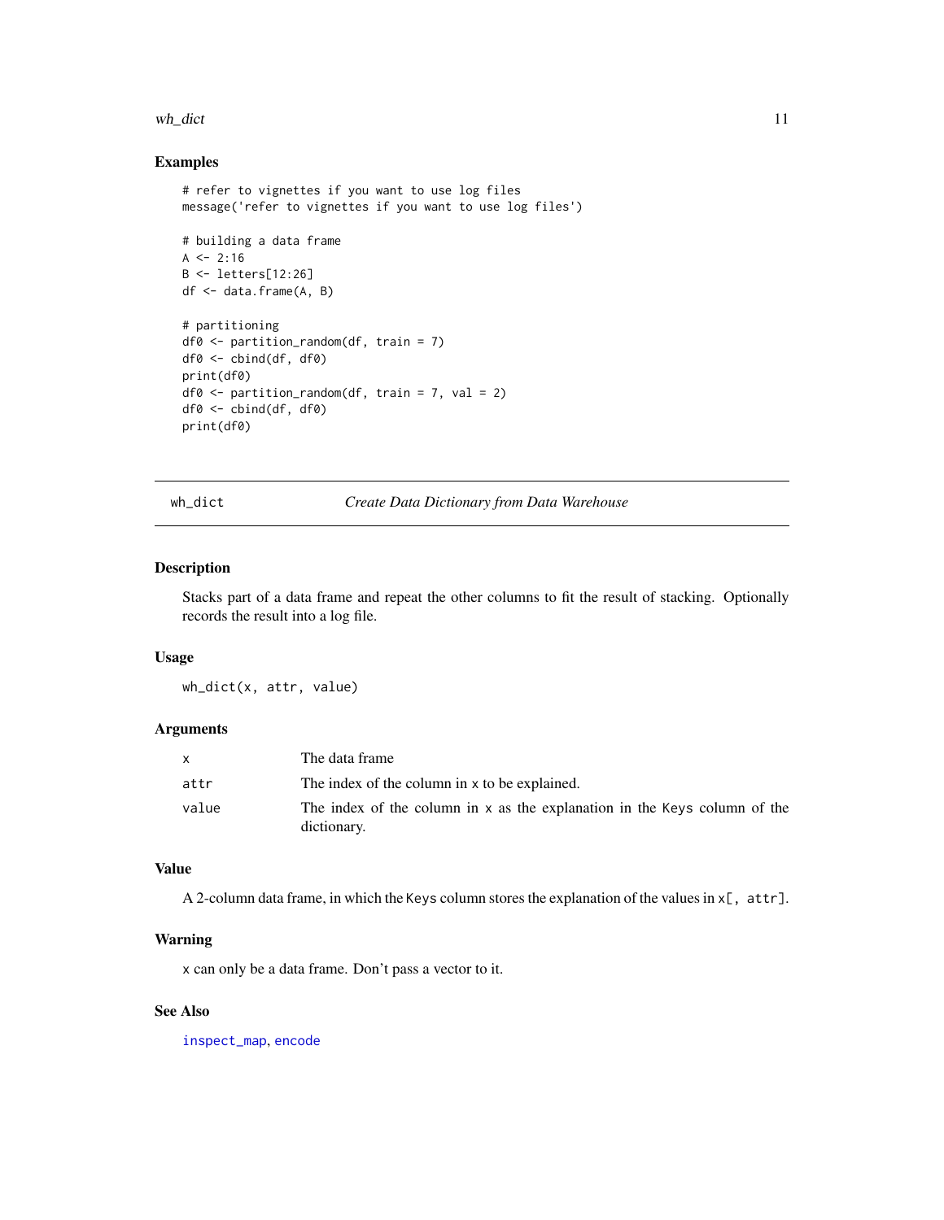## Examples

```
# refer to vignettes if you want to use log files
message('refer to vignettes if you want to use log files')

# building a data frame
A <- 2:16
B <- letters[12:26]
df <- data.frame(A, B)

# partitioning
df0 <- partition_random(df, train = 7)
df0 <- cbind(df, df0)
print(df0)
df0 <- partition_random(df, train = 7, val = 2)
df0 <- cbind(df, df0)
print(df0)
```

---

# wh_dict — *Create Data Dictionary from Data Warehouse*

---

### Description

Stacks part of a data frame and repeat the other columns to fit the result of stacking. Optionally records the result into a log file.

### Usage

```
wh_dict(x, attr, value)
```

### Arguments

| | |
|---|---|
| `x` | The data frame |
| `attr` | The index of the column in `x` to be explained. |
| `value` | The index of the column in `x` as the explanation in the `Keys` column of the dictionary. |

### Value

A 2-column data frame, in which the `Keys` column stores the explanation of the values in `x[, attr]`.

### Warning

`x` can only be a data frame. Don't pass a vector to it.

### See Also

`inspect_map`, `encode`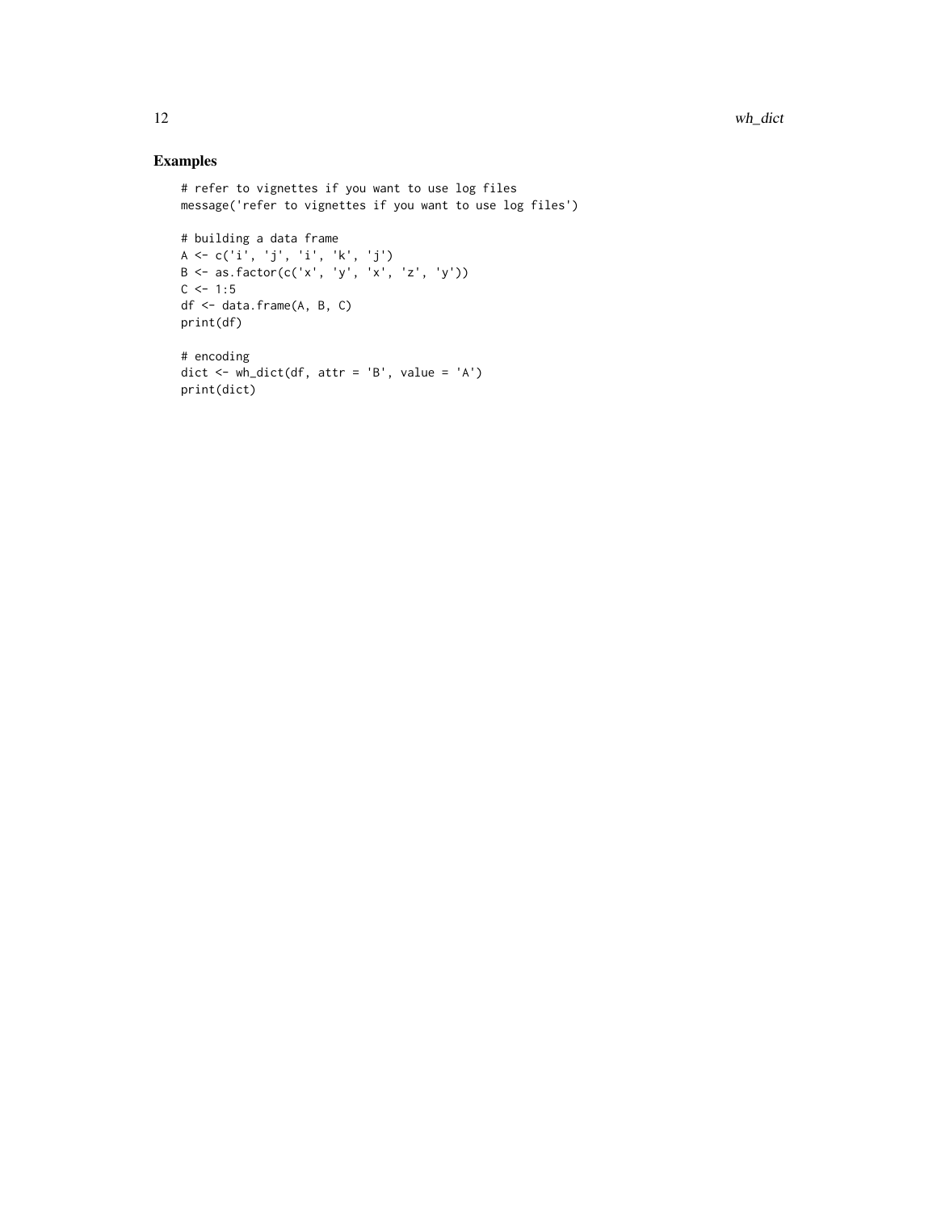## Examples

```
# refer to vignettes if you want to use log files
message('refer to vignettes if you want to use log files')

# building a data frame
A <- c('i', 'j', 'i', 'k', 'j')
B <- as.factor(c('x', 'y', 'x', 'z', 'y'))
C <- 1:5
df <- data.frame(A, B, C)
print(df)

# encoding
dict <- wh_dict(df, attr = 'B', value = 'A')
print(dict)
```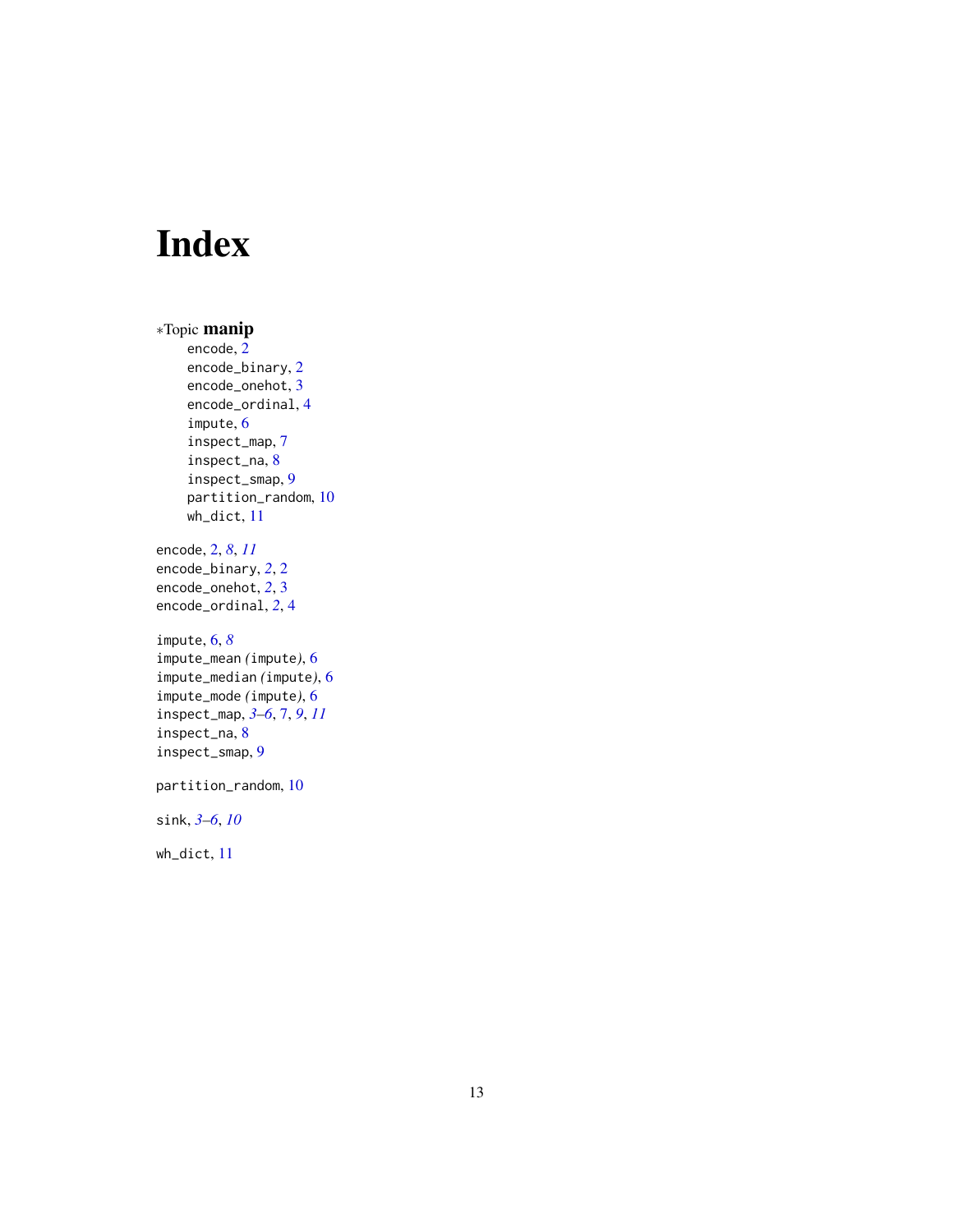# Index

∗Topic **manip**

encode, 2
encode_binary, 2
encode_onehot, 3
encode_ordinal, 4
impute, 6
inspect_map, 7
inspect_na, 8
inspect_smap, 9
partition_random, 10
wh_dict, 11

encode, 2, *8*, *11*
encode_binary, *2*, 2
encode_onehot, *2*, 3
encode_ordinal, *2*, 4

impute, 6, *8*
impute_mean *(*impute*)*, 6
impute_median *(*impute*)*, 6
impute_mode *(*impute*)*, 6
inspect_map, *3–6*, 7, *9*, *11*
inspect_na, 8
inspect_smap, 9

partition_random, 10

sink, *3–6*, *10*

wh_dict, 11